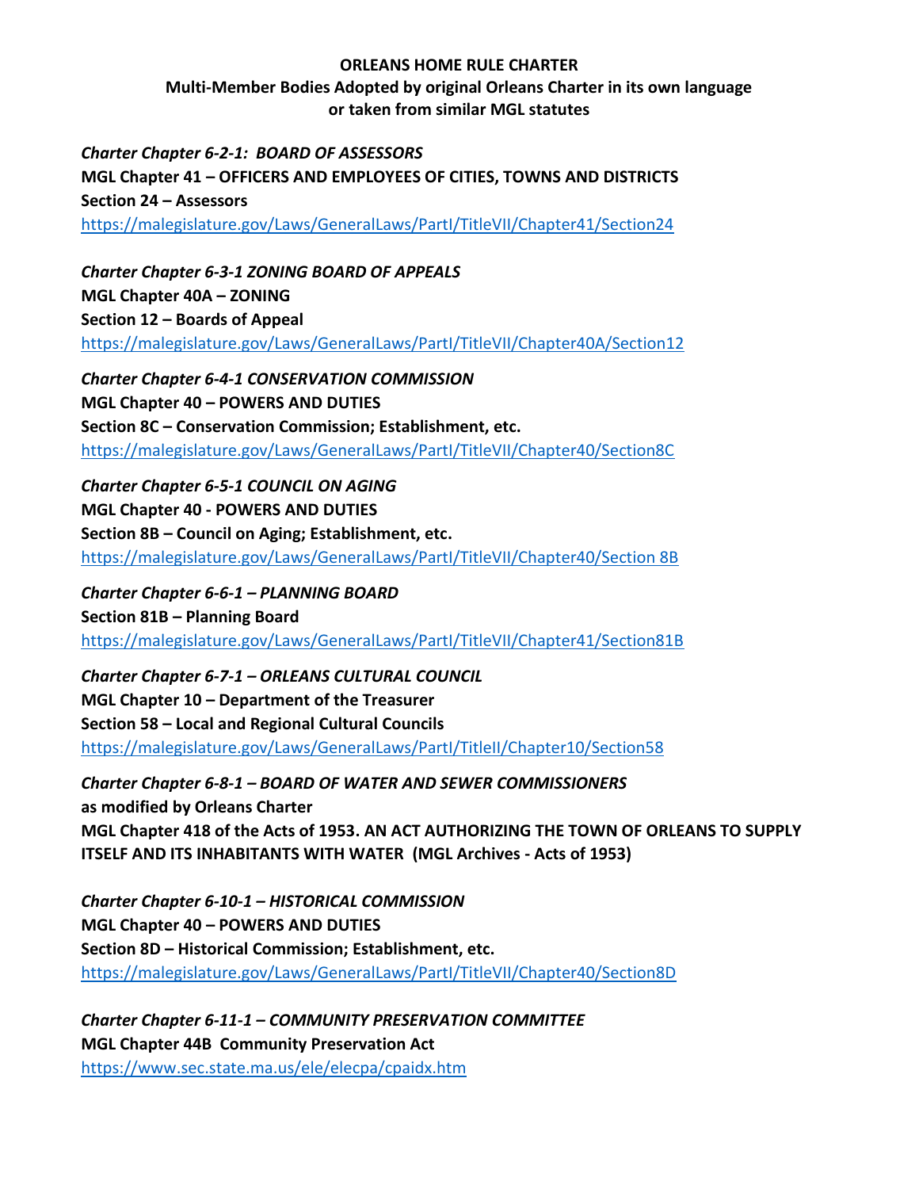**ORLEANS HOME RULE CHARTER**
**Multi-Member Bodies Adopted by original Orleans Charter in its own language or taken from similar MGL statutes**

***Charter Chapter 6-2-1: BOARD OF ASSESSORS***
**MGL Chapter 41 – OFFICERS AND EMPLOYEES OF CITIES, TOWNS AND DISTRICTS**
**Section 24 – Assessors**
https://malegislature.gov/Laws/GeneralLaws/PartI/TitleVII/Chapter41/Section24

***Charter Chapter 6-3-1 ZONING BOARD OF APPEALS***
**MGL Chapter 40A – ZONING**
**Section 12 – Boards of Appeal**
https://malegislature.gov/Laws/GeneralLaws/PartI/TitleVII/Chapter40A/Section12

***Charter Chapter 6-4-1 CONSERVATION COMMISSION***
**MGL Chapter 40 – POWERS AND DUTIES**
**Section 8C – Conservation Commission; Establishment, etc.**
https://malegislature.gov/Laws/GeneralLaws/PartI/TitleVII/Chapter40/Section8C

***Charter Chapter 6-5-1 COUNCIL ON AGING***
**MGL Chapter 40 - POWERS AND DUTIES**
**Section 8B – Council on Aging; Establishment, etc.**
https://malegislature.gov/Laws/GeneralLaws/PartI/TitleVII/Chapter40/Section 8B

***Charter Chapter 6-6-1 – PLANNING BOARD***
**Section 81B – Planning Board**
https://malegislature.gov/Laws/GeneralLaws/PartI/TitleVII/Chapter41/Section81B

***Charter Chapter 6-7-1 – ORLEANS CULTURAL COUNCIL***
**MGL Chapter 10 – Department of the Treasurer**
**Section 58 – Local and Regional Cultural Councils**
https://malegislature.gov/Laws/GeneralLaws/PartI/TitleII/Chapter10/Section58

***Charter Chapter 6-8-1 – BOARD OF WATER AND SEWER COMMISSIONERS***
**as modified by Orleans Charter**
**MGL Chapter 418 of the Acts of 1953. AN ACT AUTHORIZING THE TOWN OF ORLEANS TO SUPPLY ITSELF AND ITS INHABITANTS WITH WATER (MGL Archives - Acts of 1953)**

***Charter Chapter 6-10-1 – HISTORICAL COMMISSION***
**MGL Chapter 40 – POWERS AND DUTIES**
**Section 8D – Historical Commission; Establishment, etc.**
https://malegislature.gov/Laws/GeneralLaws/PartI/TitleVII/Chapter40/Section8D

***Charter Chapter 6-11-1 – COMMUNITY PRESERVATION COMMITTEE***
**MGL Chapter 44B Community Preservation Act**
https://www.sec.state.ma.us/ele/elecpa/cpaidx.htm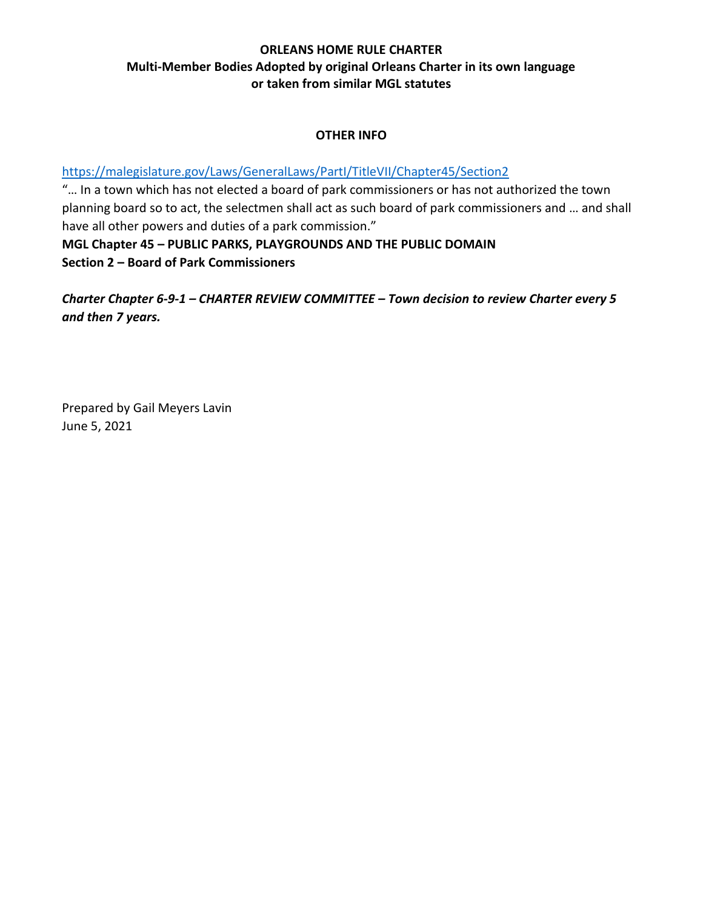**ORLEANS HOME RULE CHARTER**
**Multi-Member Bodies Adopted by original Orleans Charter in its own language or taken from similar MGL statutes**

**OTHER INFO**

https://malegislature.gov/Laws/GeneralLaws/PartI/TitleVII/Chapter45/Section2

"… In a town which has not elected a board of park commissioners or has not authorized the town planning board so to act, the selectmen shall act as such board of park commissioners and … and shall have all other powers and duties of a park commission."

**MGL Chapter 45 – PUBLIC PARKS, PLAYGROUNDS AND THE PUBLIC DOMAIN**
**Section 2 – Board of Park Commissioners**

***Charter Chapter 6-9-1 – CHARTER REVIEW COMMITTEE – Town decision to review Charter every 5 and then 7 years.***

Prepared by Gail Meyers Lavin
June 5, 2021